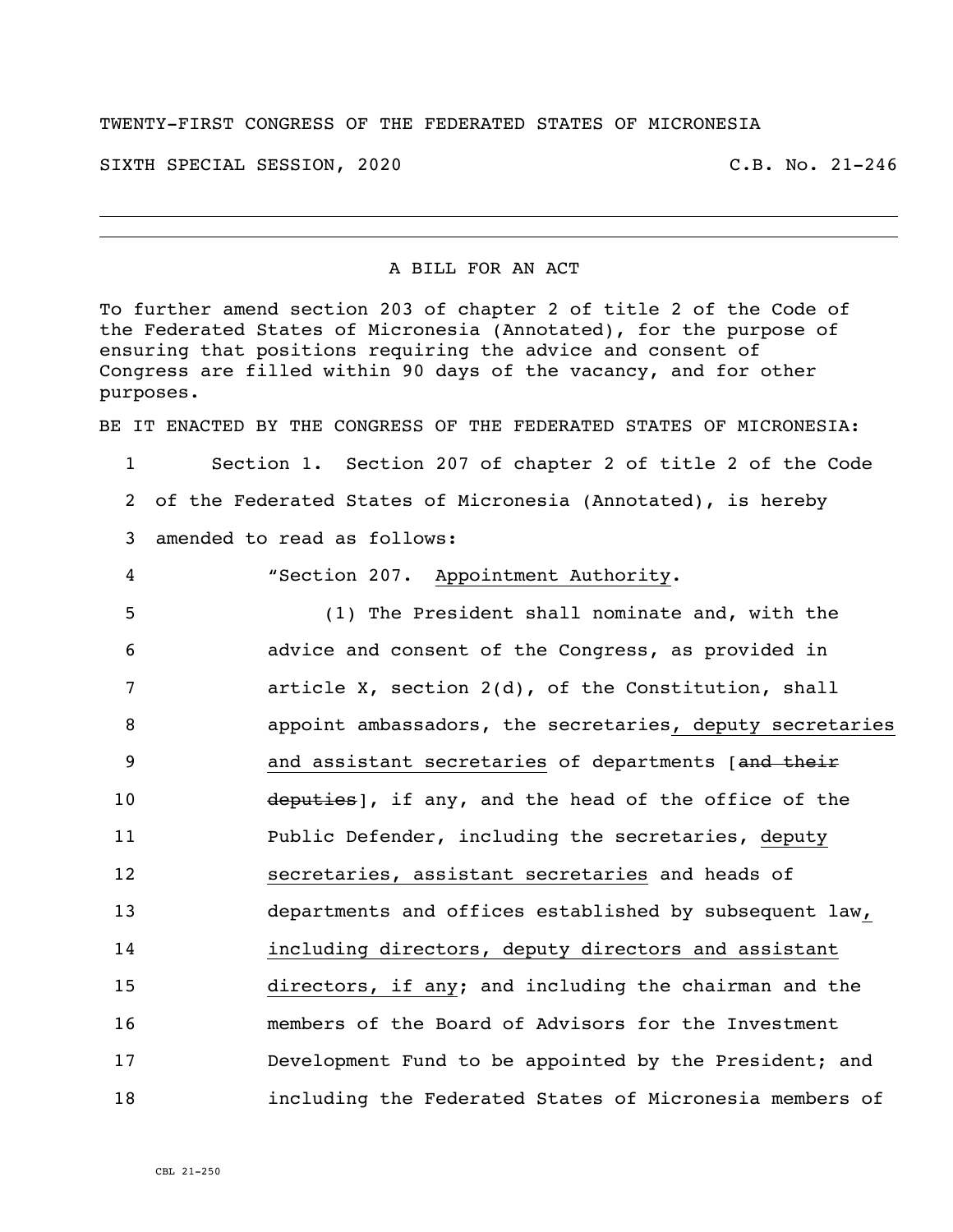TWENTY-FIRST CONGRESS OF THE FEDERATED STATES OF MICRONESIA

SIXTH SPECIAL SESSION, 2020 C.B. No. 21-246

---

A BILL FOR AN ACT

To further amend section 203 of chapter 2 of title 2 of the Code of the Federated States of Micronesia (Annotated), for the purpose of ensuring that positions requiring the advice and consent of Congress are filled within 90 days of the vacancy, and for other purposes.

BE IT ENACTED BY THE CONGRESS OF THE FEDERATED STATES OF MICRONESIA:

1 Section 1. Section 207 of chapter 2 of title 2 of the Code
2 of the Federated States of Micronesia (Annotated), is hereby
3 amended to read as follows:

4 "Section 207. <u>Appointment Authority</u>.

5 (1) The President shall nominate and, with the
6 advice and consent of the Congress, as provided in
7 article X, section 2(d), of the Constitution, shall
8 appoint ambassadors, the secretaries<u>, deputy secretaries</u>
9 <u>and assistant secretaries</u> of departments [~~and their~~
10 ~~deputies~~], if any, and the head of the office of the
11 Public Defender, including the secretaries, <u>deputy</u>
12 <u>secretaries, assistant secretaries</u> and heads of
13 departments and offices established by subsequent law<u>,</u>
14 <u>including directors, deputy directors and assistant</u>
15 <u>directors, if any</u>; and including the chairman and the
16 members of the Board of Advisors for the Investment
17 Development Fund to be appointed by the President; and
18 including the Federated States of Micronesia members of

CBL 21-250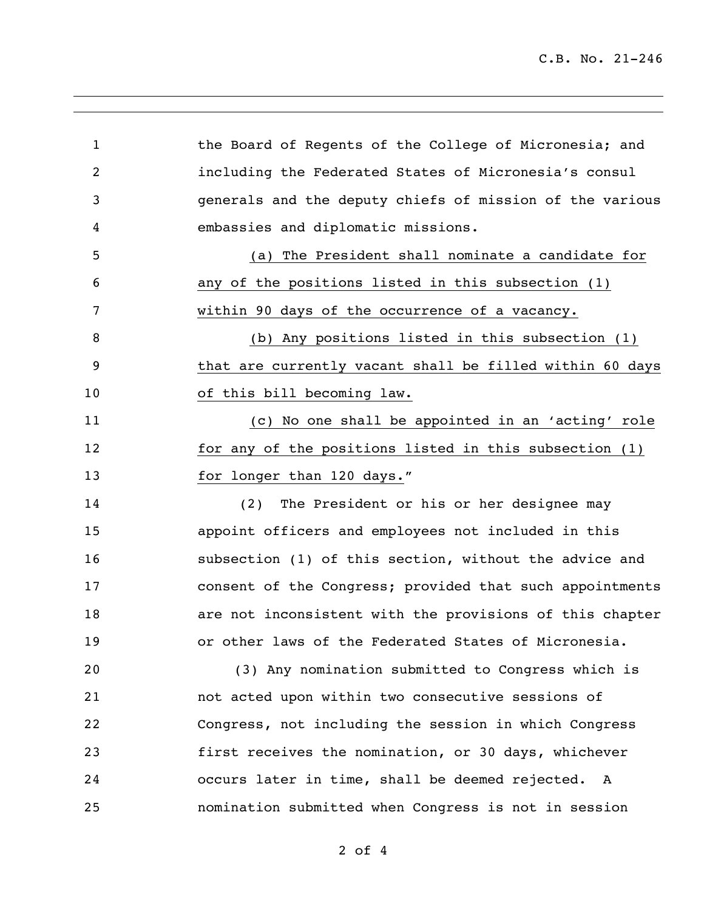the Board of Regents of the College of Micronesia; and including the Federated States of Micronesia's consul generals and the deputy chiefs of mission of the various embassies and diplomatic missions.

<u>(a) The President shall nominate a candidate for any of the positions listed in this subsection (1) within 90 days of the occurrence of a vacancy.</u>

<u>(b) Any positions listed in this subsection (1) that are currently vacant shall be filled within 60 days of this bill becoming law.</u>

<u>(c) No one shall be appointed in an 'acting' role for any of the positions listed in this subsection (1) for longer than 120 days.</u>"

(2) The President or his or her designee may appoint officers and employees not included in this subsection (1) of this section, without the advice and consent of the Congress; provided that such appointments are not inconsistent with the provisions of this chapter or other laws of the Federated States of Micronesia.

(3) Any nomination submitted to Congress which is not acted upon within two consecutive sessions of Congress, not including the session in which Congress first receives the nomination, or 30 days, whichever occurs later in time, shall be deemed rejected. A nomination submitted when Congress is not in session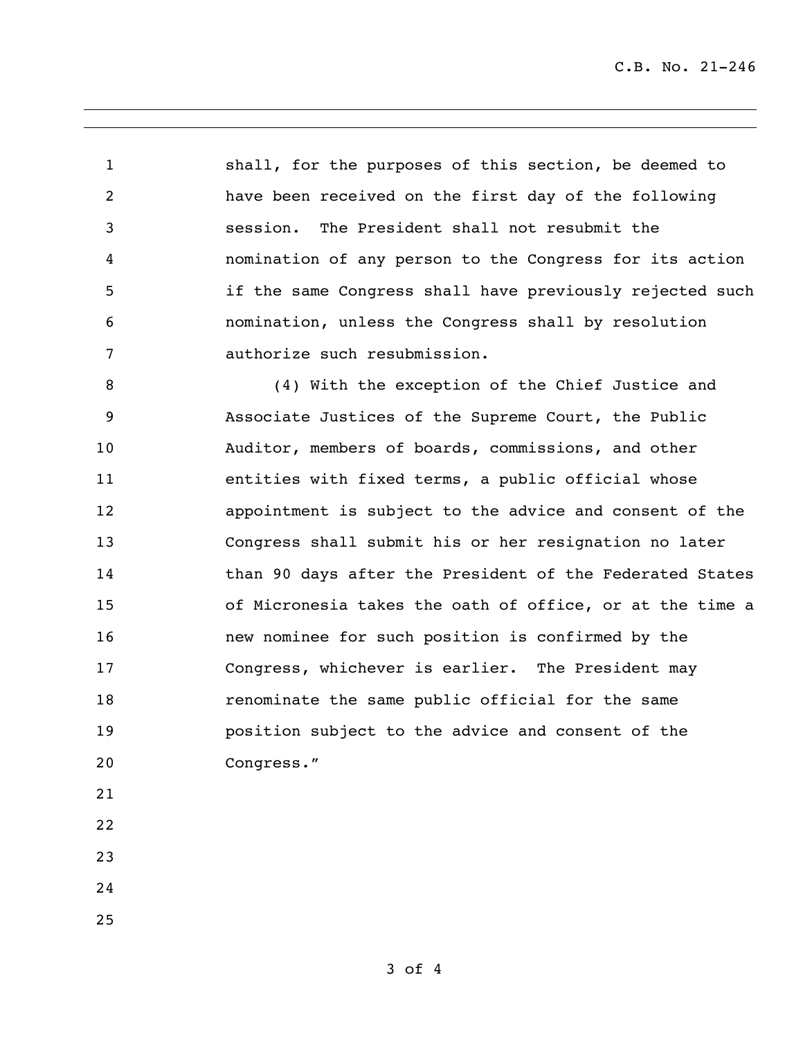shall, for the purposes of this section, be deemed to have been received on the first day of the following session. The President shall not resubmit the nomination of any person to the Congress for its action if the same Congress shall have previously rejected such nomination, unless the Congress shall by resolution authorize such resubmission.

(4) With the exception of the Chief Justice and Associate Justices of the Supreme Court, the Public Auditor, members of boards, commissions, and other entities with fixed terms, a public official whose appointment is subject to the advice and consent of the Congress shall submit his or her resignation no later than 90 days after the President of the Federated States of Micronesia takes the oath of office, or at the time a new nominee for such position is confirmed by the Congress, whichever is earlier. The President may renominate the same public official for the same position subject to the advice and consent of the Congress."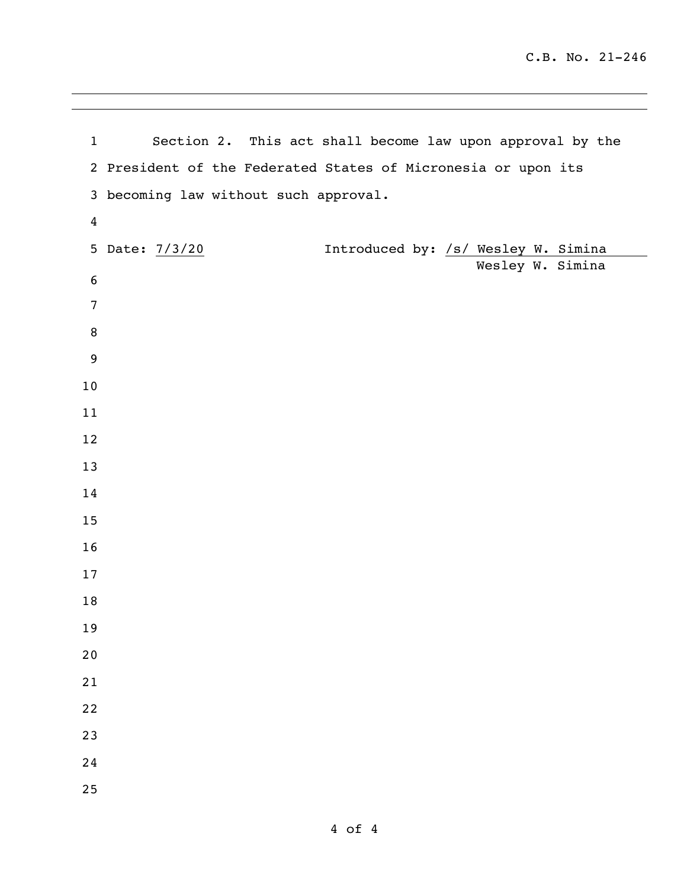Section 2. This act shall become law upon approval by the President of the Federated States of Micronesia or upon its becoming law without such approval.

Date: 7/3/20 Introduced by: /s/ Wesley W. Simina

Wesley W. Simina